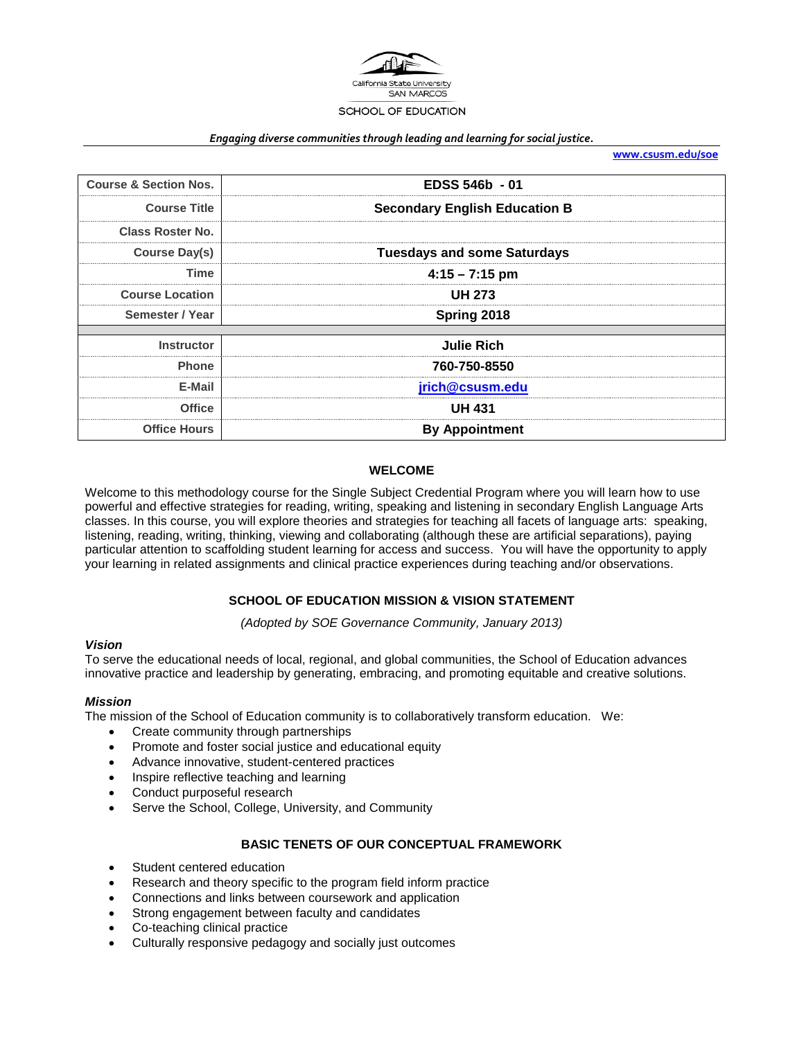California State University
SAN MARCOS
SCHOOL OF EDUCATION

*Engaging diverse communities through leading and learning for social justice.*

**www.csusm.edu/soe**

| Course & Section Nos. | EDSS 546b - 01 |
|---|---|
| Course Title | Secondary English Education B |
| Class Roster No. | |
| Course Day(s) | Tuesdays and some Saturdays |
| Time | 4:15 – 7:15 pm |
| Course Location | UH 273 |
| Semester / Year | Spring 2018 |
| | |
| Instructor | Julie Rich |
| Phone | 760-750-8550 |
| E-Mail | jrich@csusm.edu |
| Office | UH 431 |
| Office Hours | By Appointment |

## WELCOME

Welcome to this methodology course for the Single Subject Credential Program where you will learn how to use powerful and effective strategies for reading, writing, speaking and listening in secondary English Language Arts classes. In this course, you will explore theories and strategies for teaching all facets of language arts: speaking, listening, reading, writing, thinking, viewing and collaborating (although these are artificial separations), paying particular attention to scaffolding student learning for access and success. You will have the opportunity to apply your learning in related assignments and clinical practice experiences during teaching and/or observations.

## SCHOOL OF EDUCATION MISSION & VISION STATEMENT

*(Adopted by SOE Governance Community, January 2013)*

### *Vision*

To serve the educational needs of local, regional, and global communities, the School of Education advances innovative practice and leadership by generating, embracing, and promoting equitable and creative solutions.

### *Mission*

The mission of the School of Education community is to collaboratively transform education. We:

- Create community through partnerships
- Promote and foster social justice and educational equity
- Advance innovative, student-centered practices
- Inspire reflective teaching and learning
- Conduct purposeful research
- Serve the School, College, University, and Community

## BASIC TENETS OF OUR CONCEPTUAL FRAMEWORK

- Student centered education
- Research and theory specific to the program field inform practice
- Connections and links between coursework and application
- Strong engagement between faculty and candidates
- Co-teaching clinical practice
- Culturally responsive pedagogy and socially just outcomes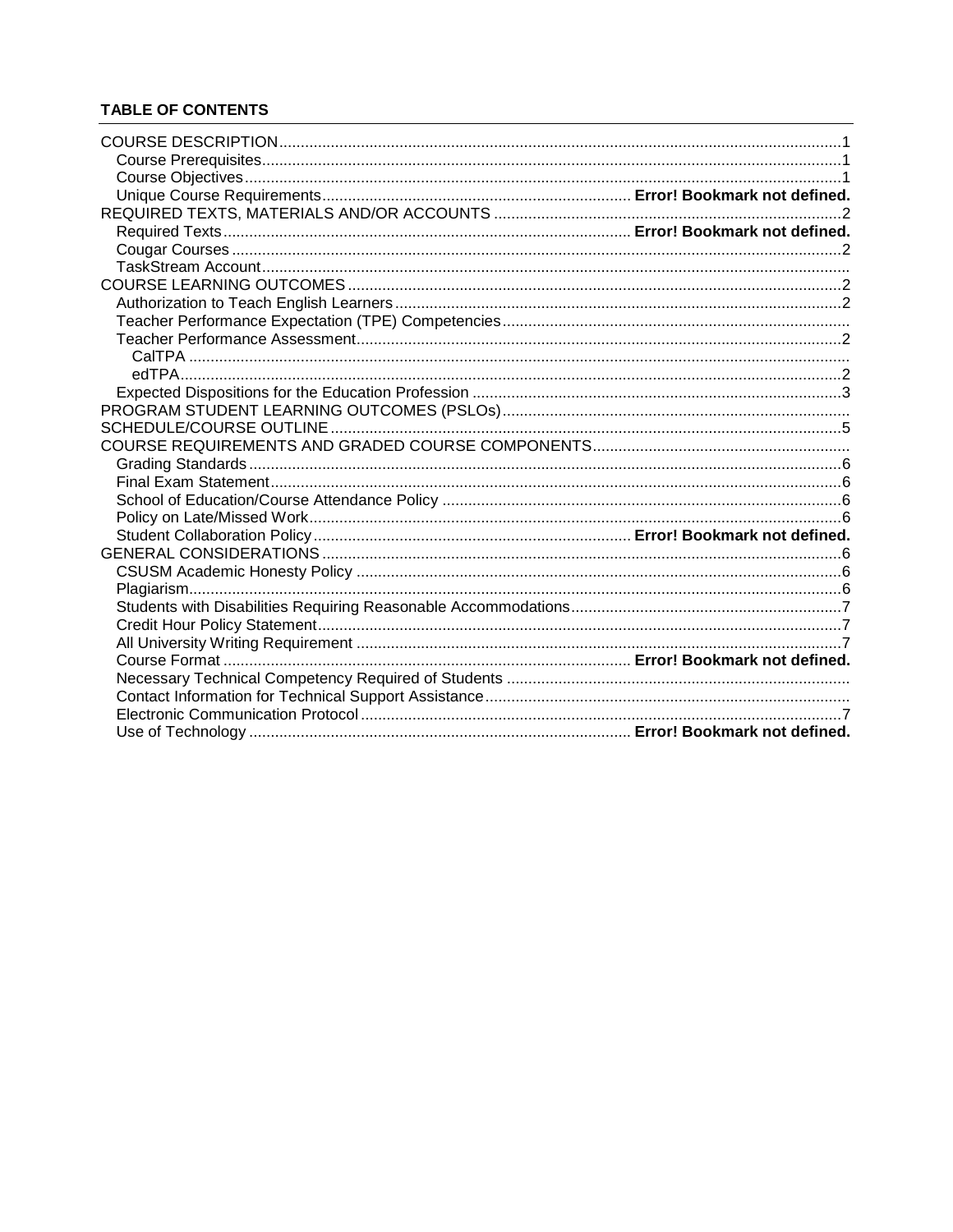**TABLE OF CONTENTS**

COURSE DESCRIPTION .... 1
- Course Prerequisites .... 1
- Course Objectives .... 1
- Unique Course Requirements .... **Error! Bookmark not defined.**

REQUIRED TEXTS, MATERIALS AND/OR ACCOUNTS .... 2
- Required Texts .... **Error! Bookmark not defined.**
- Cougar Courses .... 2
- TaskStream Account ....

COURSE LEARNING OUTCOMES .... 2
- Authorization to Teach English Learners .... 2
- Teacher Performance Expectation (TPE) Competencies ....
- Teacher Performance Assessment .... 2
  - CalTPA ....
  - edTPA .... 2
- Expected Dispositions for the Education Profession .... 3

PROGRAM STUDENT LEARNING OUTCOMES (PSLOs) ....

SCHEDULE/COURSE OUTLINE .... 5

COURSE REQUIREMENTS AND GRADED COURSE COMPONENTS ....
- Grading Standards .... 6
- Final Exam Statement .... 6
- School of Education/Course Attendance Policy .... 6
- Policy on Late/Missed Work .... 6
- Student Collaboration Policy .... **Error! Bookmark not defined.**

GENERAL CONSIDERATIONS .... 6
- CSUSM Academic Honesty Policy .... 6
- Plagiarism .... 6
- Students with Disabilities Requiring Reasonable Accommodations .... 7
- Credit Hour Policy Statement .... 7
- All University Writing Requirement .... 7
- Course Format .... **Error! Bookmark not defined.**
- Necessary Technical Competency Required of Students ....
- Contact Information for Technical Support Assistance ....
- Electronic Communication Protocol .... 7
- Use of Technology .... **Error! Bookmark not defined.**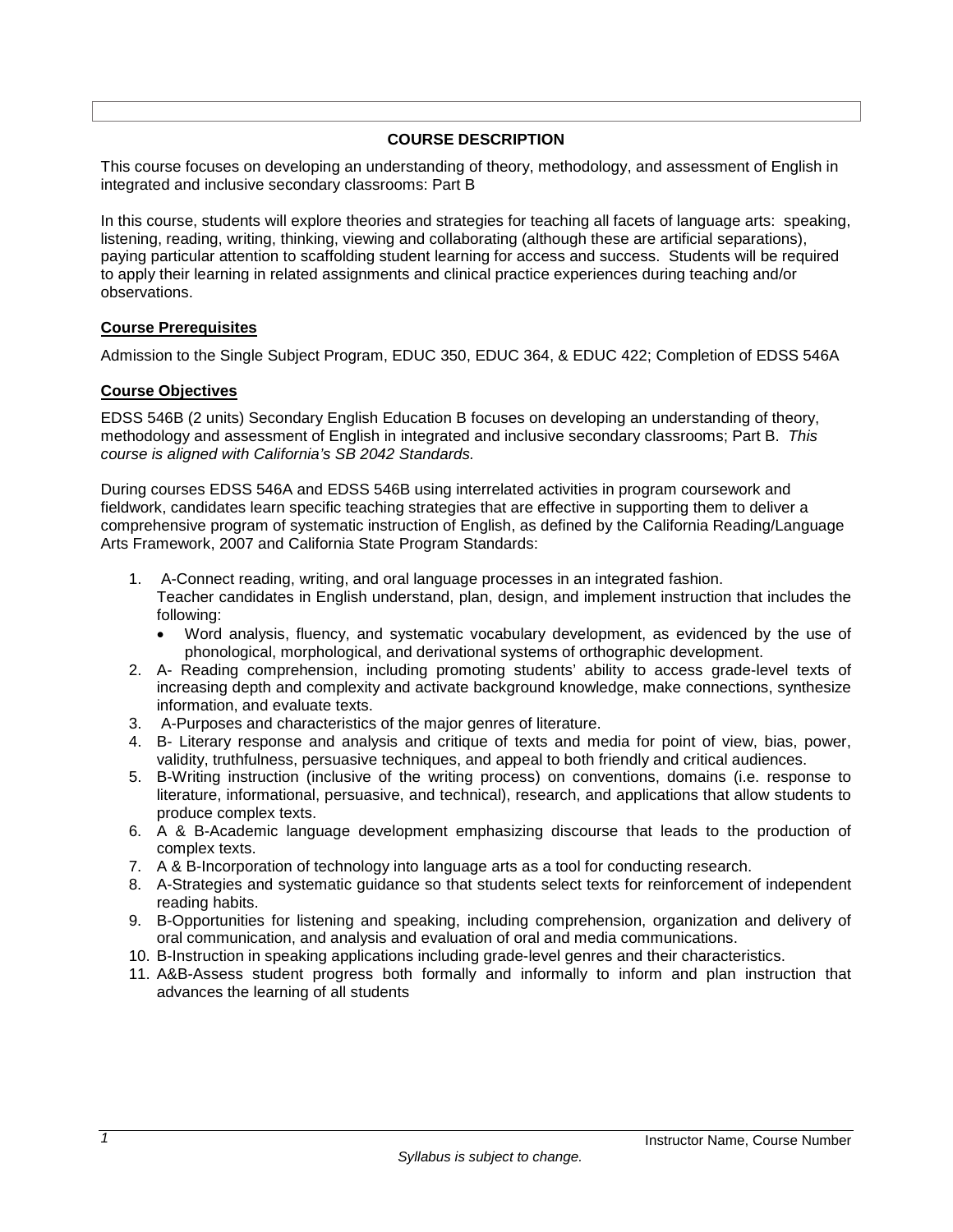## COURSE DESCRIPTION

This course focuses on developing an understanding of theory, methodology, and assessment of English in integrated and inclusive secondary classrooms: Part B

In this course, students will explore theories and strategies for teaching all facets of language arts: speaking, listening, reading, writing, thinking, viewing and collaborating (although these are artificial separations), paying particular attention to scaffolding student learning for access and success. Students will be required to apply their learning in related assignments and clinical practice experiences during teaching and/or observations.

### Course Prerequisites

Admission to the Single Subject Program, EDUC 350, EDUC 364, & EDUC 422; Completion of EDSS 546A

### Course Objectives

EDSS 546B (2 units) Secondary English Education B focuses on developing an understanding of theory, methodology and assessment of English in integrated and inclusive secondary classrooms; Part B. *This course is aligned with California's SB 2042 Standards.*

During courses EDSS 546A and EDSS 546B using interrelated activities in program coursework and fieldwork, candidates learn specific teaching strategies that are effective in supporting them to deliver a comprehensive program of systematic instruction of English, as defined by the California Reading/Language Arts Framework, 2007 and California State Program Standards:

1. A-Connect reading, writing, and oral language processes in an integrated fashion.
   Teacher candidates in English understand, plan, design, and implement instruction that includes the following:
   - Word analysis, fluency, and systematic vocabulary development, as evidenced by the use of phonological, morphological, and derivational systems of orthographic development.
2. A- Reading comprehension, including promoting students' ability to access grade-level texts of increasing depth and complexity and activate background knowledge, make connections, synthesize information, and evaluate texts.
3. A-Purposes and characteristics of the major genres of literature.
4. B- Literary response and analysis and critique of texts and media for point of view, bias, power, validity, truthfulness, persuasive techniques, and appeal to both friendly and critical audiences.
5. B-Writing instruction (inclusive of the writing process) on conventions, domains (i.e. response to literature, informational, persuasive, and technical), research, and applications that allow students to produce complex texts.
6. A & B-Academic language development emphasizing discourse that leads to the production of complex texts.
7. A & B-Incorporation of technology into language arts as a tool for conducting research.
8. A-Strategies and systematic guidance so that students select texts for reinforcement of independent reading habits.
9. B-Opportunities for listening and speaking, including comprehension, organization and delivery of oral communication, and analysis and evaluation of oral and media communications.
10. B-Instruction in speaking applications including grade-level genres and their characteristics.
11. A&B-Assess student progress both formally and informally to inform and plan instruction that advances the learning of all students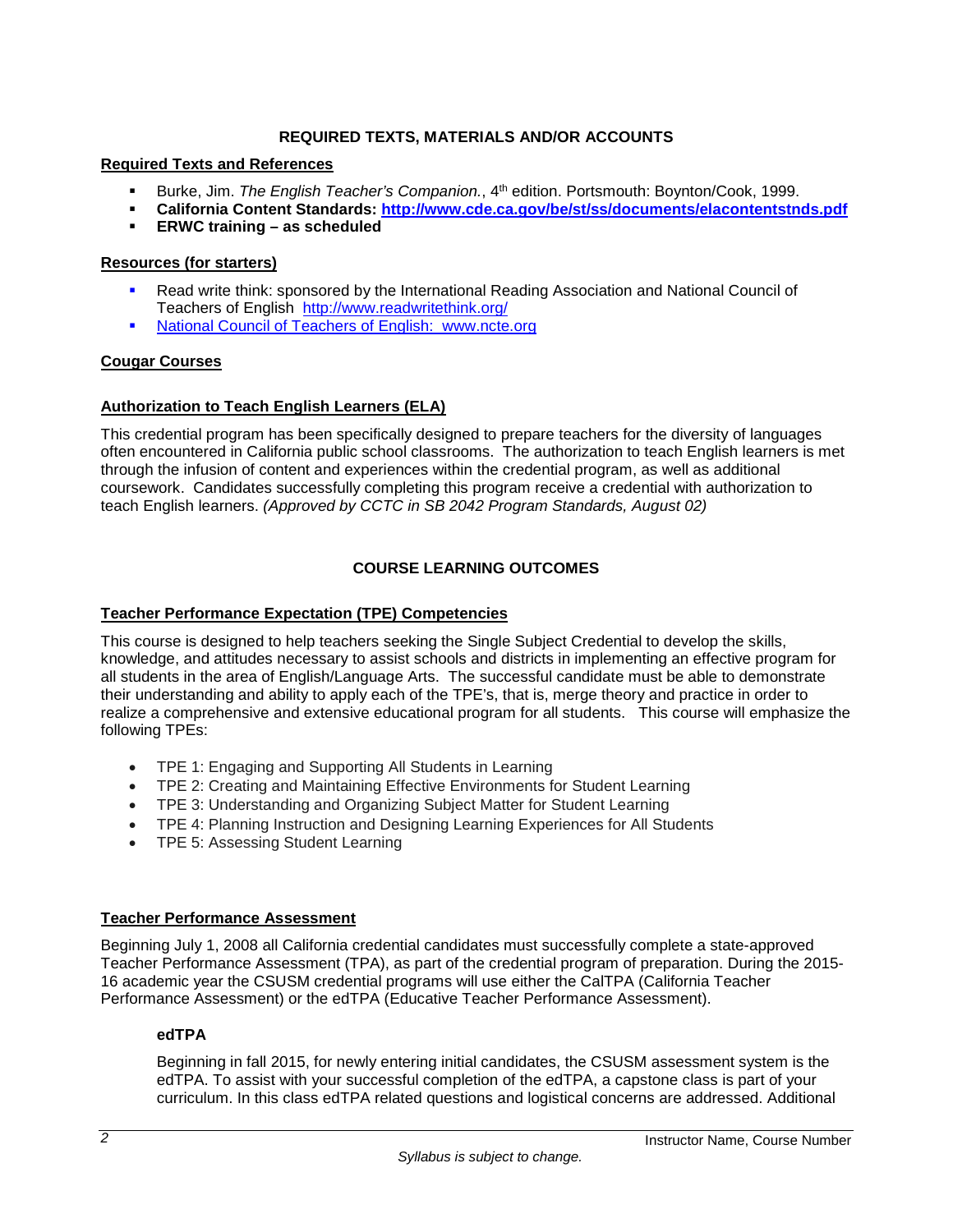## REQUIRED TEXTS, MATERIALS AND/OR ACCOUNTS

### Required Texts and References

- Burke, Jim. *The English Teacher's Companion.*, 4th edition. Portsmouth: Boynton/Cook, 1999.
- **California Content Standards: http://www.cde.ca.gov/be/st/ss/documents/elacontentstnds.pdf**
- **ERWC training – as scheduled**

### Resources (for starters)

- Read write think: sponsored by the International Reading Association and National Council of Teachers of English http://www.readwritethink.org/
- National Council of Teachers of English: www.ncte.org

### Cougar Courses

### Authorization to Teach English Learners (ELA)

This credential program has been specifically designed to prepare teachers for the diversity of languages often encountered in California public school classrooms. The authorization to teach English learners is met through the infusion of content and experiences within the credential program, as well as additional coursework. Candidates successfully completing this program receive a credential with authorization to teach English learners. *(Approved by CCTC in SB 2042 Program Standards, August 02)*

## COURSE LEARNING OUTCOMES

### Teacher Performance Expectation (TPE) Competencies

This course is designed to help teachers seeking the Single Subject Credential to develop the skills, knowledge, and attitudes necessary to assist schools and districts in implementing an effective program for all students in the area of English/Language Arts. The successful candidate must be able to demonstrate their understanding and ability to apply each of the TPE's, that is, merge theory and practice in order to realize a comprehensive and extensive educational program for all students. This course will emphasize the following TPEs:

- TPE 1: Engaging and Supporting All Students in Learning
- TPE 2: Creating and Maintaining Effective Environments for Student Learning
- TPE 3: Understanding and Organizing Subject Matter for Student Learning
- TPE 4: Planning Instruction and Designing Learning Experiences for All Students
- TPE 5: Assessing Student Learning

### Teacher Performance Assessment

Beginning July 1, 2008 all California credential candidates must successfully complete a state-approved Teacher Performance Assessment (TPA), as part of the credential program of preparation. During the 2015-16 academic year the CSUSM credential programs will use either the CalTPA (California Teacher Performance Assessment) or the edTPA (Educative Teacher Performance Assessment).

#### edTPA

Beginning in fall 2015, for newly entering initial candidates, the CSUSM assessment system is the edTPA. To assist with your successful completion of the edTPA, a capstone class is part of your curriculum. In this class edTPA related questions and logistical concerns are addressed. Additional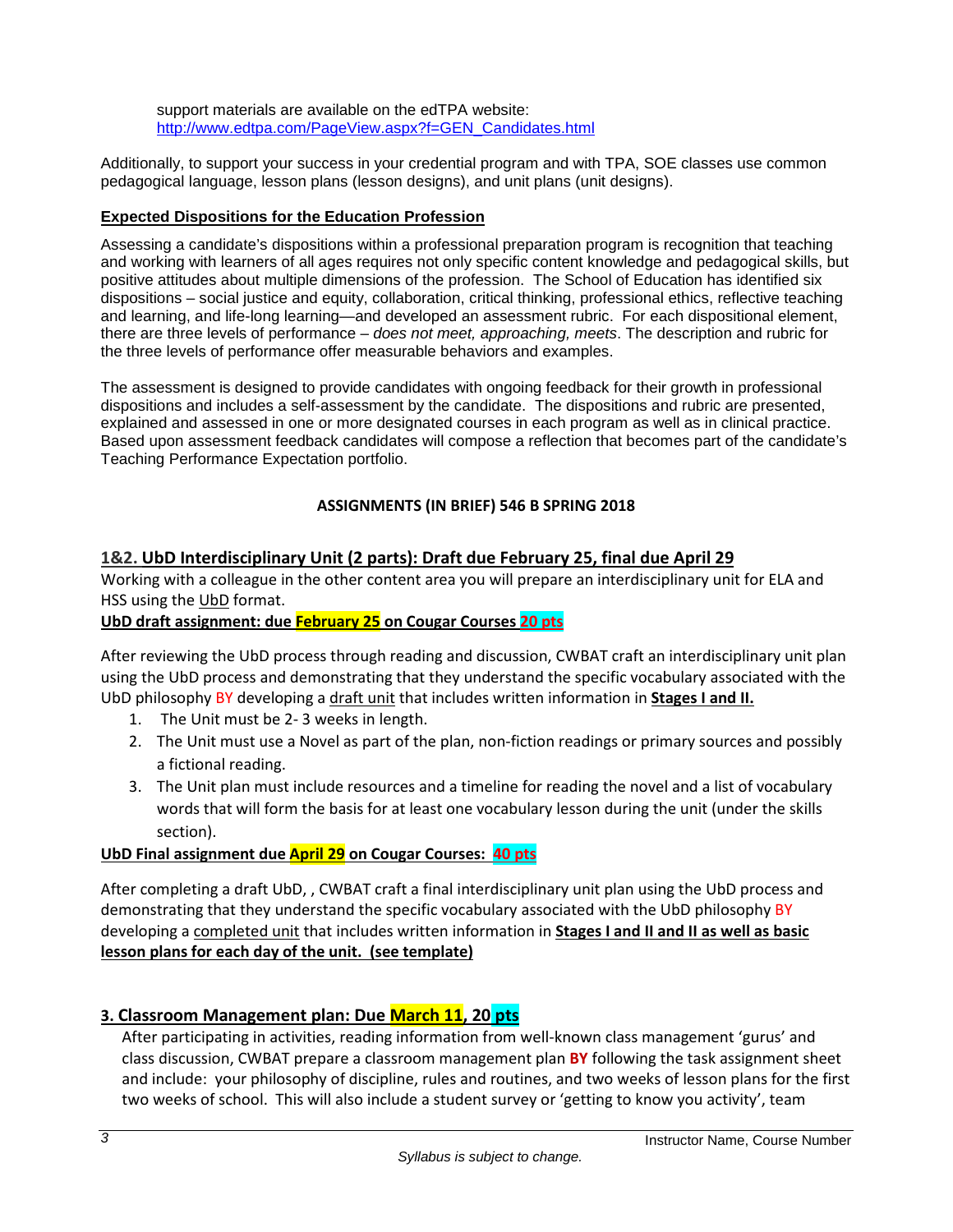support materials are available on the edTPA website: http://www.edtpa.com/PageView.aspx?f=GEN_Candidates.html

Additionally, to support your success in your credential program and with TPA, SOE classes use common pedagogical language, lesson plans (lesson designs), and unit plans (unit designs).

**Expected Dispositions for the Education Profession**

Assessing a candidate's dispositions within a professional preparation program is recognition that teaching and working with learners of all ages requires not only specific content knowledge and pedagogical skills, but positive attitudes about multiple dimensions of the profession. The School of Education has identified six dispositions – social justice and equity, collaboration, critical thinking, professional ethics, reflective teaching and learning, and life-long learning—and developed an assessment rubric. For each dispositional element, there are three levels of performance – *does not meet, approaching, meets*. The description and rubric for the three levels of performance offer measurable behaviors and examples.

The assessment is designed to provide candidates with ongoing feedback for their growth in professional dispositions and includes a self-assessment by the candidate. The dispositions and rubric are presented, explained and assessed in one or more designated courses in each program as well as in clinical practice. Based upon assessment feedback candidates will compose a reflection that becomes part of the candidate's Teaching Performance Expectation portfolio.

**ASSIGNMENTS (IN BRIEF) 546 B SPRING 2018**

## 1&2. UbD Interdisciplinary Unit (2 parts): Draft due February 25, final due April 29

Working with a colleague in the other content area you will prepare an interdisciplinary unit for ELA and HSS using the UbD format.

**UbD draft assignment: due February 25 on Cougar Courses 20 pts**

After reviewing the UbD process through reading and discussion, CWBAT craft an interdisciplinary unit plan using the UbD process and demonstrating that they understand the specific vocabulary associated with the UbD philosophy BY developing a draft unit that includes written information in **Stages I and II.**

1. The Unit must be 2- 3 weeks in length.
2. The Unit must use a Novel as part of the plan, non-fiction readings or primary sources and possibly a fictional reading.
3. The Unit plan must include resources and a timeline for reading the novel and a list of vocabulary words that will form the basis for at least one vocabulary lesson during the unit (under the skills section).

**UbD Final assignment due April 29 on Cougar Courses: 40 pts**

After completing a draft UbD, , CWBAT craft a final interdisciplinary unit plan using the UbD process and demonstrating that they understand the specific vocabulary associated with the UbD philosophy BY developing a completed unit that includes written information in **Stages I and II and II as well as basic lesson plans for each day of the unit. (see template)**

## 3. Classroom Management plan: Due March 11, 20 pts

After participating in activities, reading information from well-known class management 'gurus' and class discussion, CWBAT prepare a classroom management plan **BY** following the task assignment sheet and include: your philosophy of discipline, rules and routines, and two weeks of lesson plans for the first two weeks of school. This will also include a student survey or 'getting to know you activity', team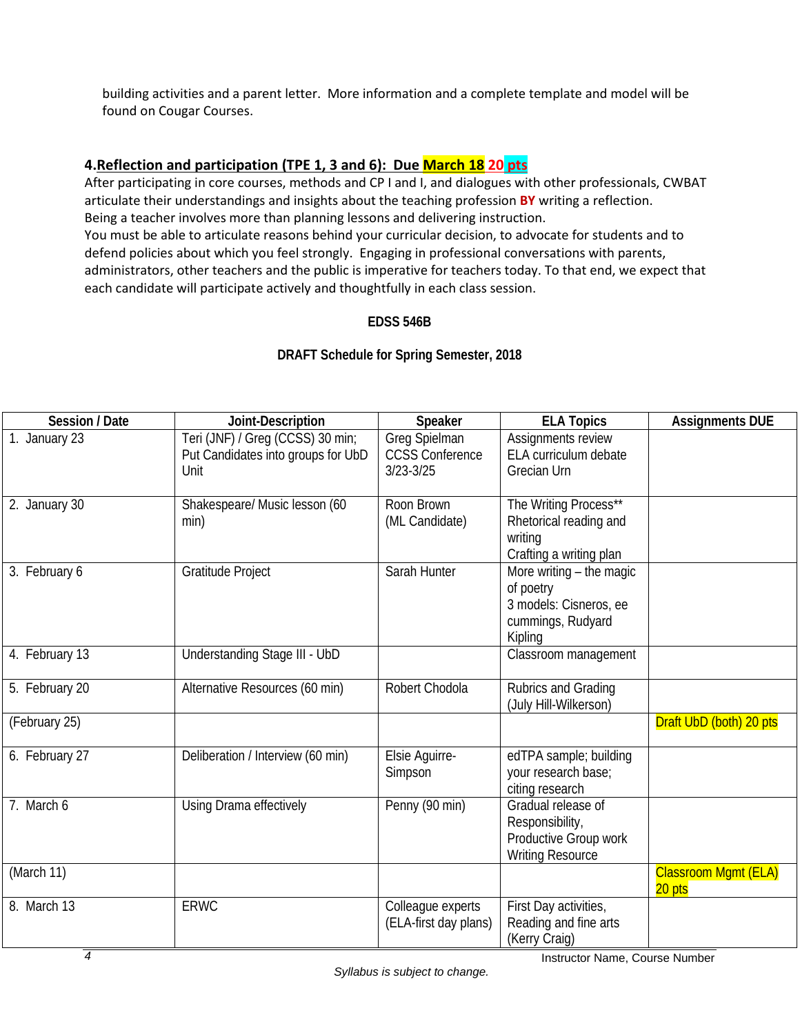building activities and a parent letter. More information and a complete template and model will be found on Cougar Courses.

### 4. **Reflection and participation (TPE 1, 3 and 6): Due March 18 20 pts**

After participating in core courses, methods and CP I and I, and dialogues with other professionals, CWBAT articulate their understandings and insights about the teaching profession **BY** writing a reflection.
Being a teacher involves more than planning lessons and delivering instruction.
You must be able to articulate reasons behind your curricular decision, to advocate for students and to defend policies about which you feel strongly. Engaging in professional conversations with parents, administrators, other teachers and the public is imperative for teachers today. To that end, we expect that each candidate will participate actively and thoughtfully in each class session.

**EDSS 546B**

**DRAFT Schedule for Spring Semester, 2018**

| Session / Date | Joint-Description | Speaker | ELA Topics | Assignments DUE |
|---|---|---|---|---|
| 1. January 23 | Teri (JNF) / Greg (CCSS) 30 min; Put Candidates into groups for UbD Unit | Greg Spielman CCSS Conference 3/23-3/25 | Assignments review ELA curriculum debate Grecian Urn | |
| 2. January 30 | Shakespeare/ Music lesson (60 min) | Roon Brown (ML Candidate) | The Writing Process** Rhetorical reading and writing Crafting a writing plan | |
| 3. February 6 | Gratitude Project | Sarah Hunter | More writing – the magic of poetry 3 models: Cisneros, ee cummings, Rudyard Kipling | |
| 4. February 13 | Understanding Stage III - UbD | | Classroom management | |
| 5. February 20 | Alternative Resources (60 min) | Robert Chodola | Rubrics and Grading (July Hill-Wilkerson) | |
| (February 25) | | | | Draft UbD (both) 20 pts |
| 6. February 27 | Deliberation / Interview (60 min) | Elsie Aguirre-Simpson | edTPA sample; building your research base; citing research | |
| 7. March 6 | Using Drama effectively | Penny (90 min) | Gradual release of Responsibility, Productive Group work Writing Resource | |
| (March 11) | | | | Classroom Mgmt (ELA) 20 pts |
| 8. March 13 | ERWC | Colleague experts (ELA-first day plans) | First Day activities, Reading and fine arts (Kerry Craig) | |

*Syllabus is subject to change.*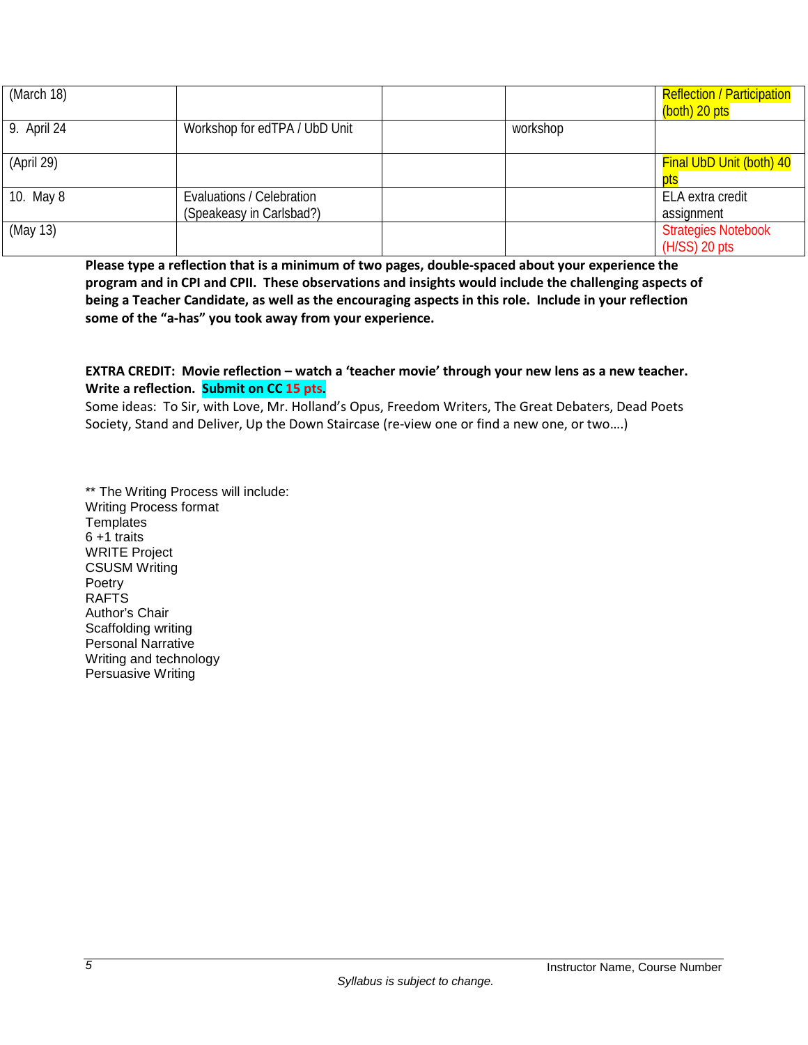| (March 18) | | | | Reflection / Participation (both) 20 pts |
|---|---|---|---|---|
| 9. April 24 | Workshop for edTPA / UbD Unit | | workshop | |
| (April 29) | | | | Final UbD Unit (both) 40 pts |
| 10. May 8 | Evaluations / Celebration (Speakeasy in Carlsbad?) | | | ELA extra credit assignment |
| (May 13) | | | | Strategies Notebook (H/SS) 20 pts |

**Please type a reflection that is a minimum of two pages, double-spaced about your experience the program and in CPI and CPII. These observations and insights would include the challenging aspects of being a Teacher Candidate, as well as the encouraging aspects in this role. Include in your reflection some of the "a-has" you took away from your experience.**

**EXTRA CREDIT: Movie reflection – watch a 'teacher movie' through your new lens as a new teacher. Write a reflection. Submit on CC 15 pts.**
Some ideas: To Sir, with Love, Mr. Holland's Opus, Freedom Writers, The Great Debaters, Dead Poets Society, Stand and Deliver, Up the Down Staircase (re-view one or find a new one, or two….)

** The Writing Process will include:
Writing Process format
Templates
6 +1 traits
WRITE Project
CSUSM Writing
Poetry
RAFTS
Author's Chair
Scaffolding writing
Personal Narrative
Writing and technology
Persuasive Writing

*Syllabus is subject to change.*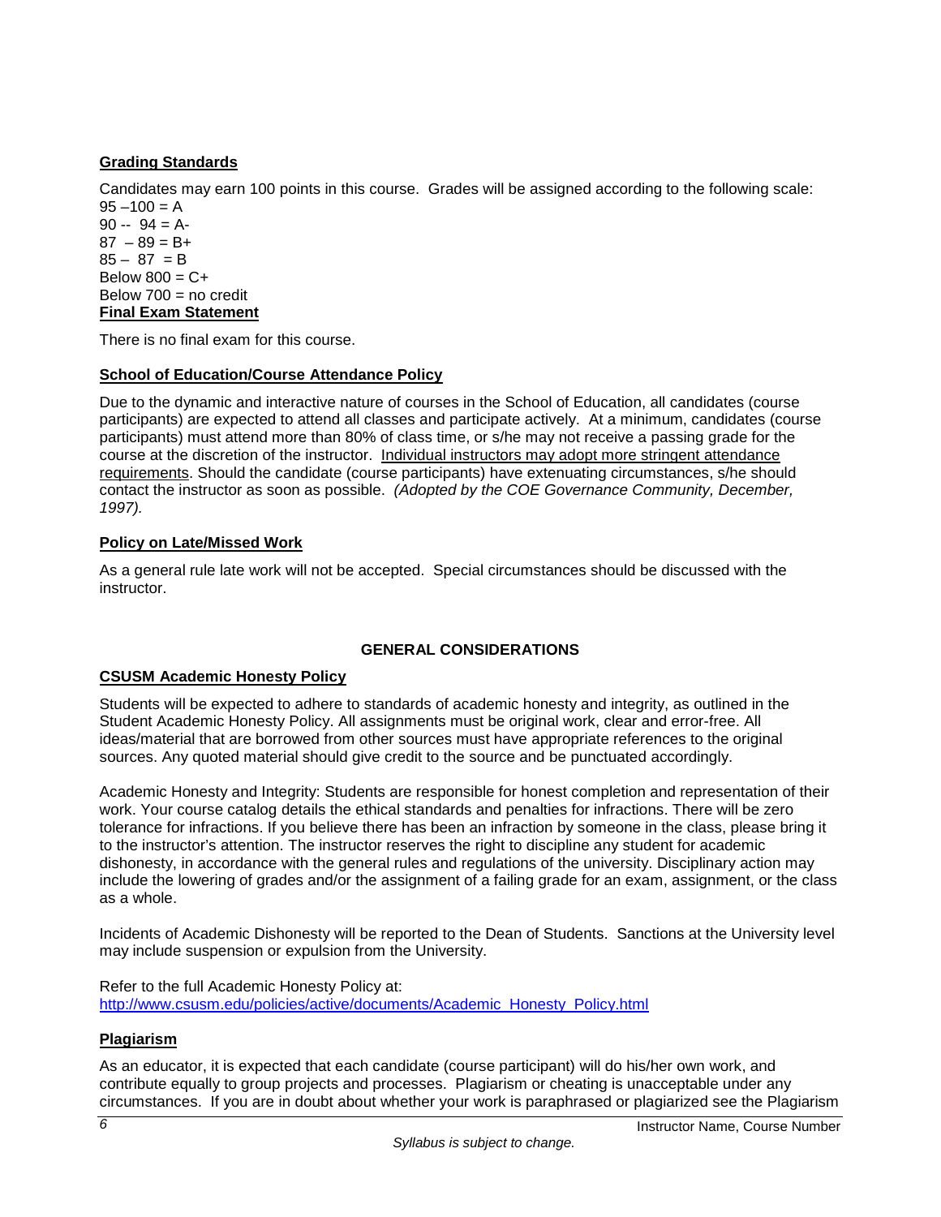**Grading Standards**

Candidates may earn 100 points in this course. Grades will be assigned according to the following scale:
95 –100 = A
90 -- 94 = A-
87 – 89 = B+
85 – 87 = B
Below 800 = C+
Below 700 = no credit

**Final Exam Statement**

There is no final exam for this course.

**School of Education/Course Attendance Policy**

Due to the dynamic and interactive nature of courses in the School of Education, all candidates (course participants) are expected to attend all classes and participate actively. At a minimum, candidates (course participants) must attend more than 80% of class time, or s/he may not receive a passing grade for the course at the discretion of the instructor. Individual instructors may adopt more stringent attendance requirements. Should the candidate (course participants) have extenuating circumstances, s/he should contact the instructor as soon as possible. *(Adopted by the COE Governance Community, December, 1997).*

**Policy on Late/Missed Work**

As a general rule late work will not be accepted. Special circumstances should be discussed with the instructor.

## GENERAL CONSIDERATIONS

**CSUSM Academic Honesty Policy**

Students will be expected to adhere to standards of academic honesty and integrity, as outlined in the Student Academic Honesty Policy. All assignments must be original work, clear and error-free. All ideas/material that are borrowed from other sources must have appropriate references to the original sources. Any quoted material should give credit to the source and be punctuated accordingly.

Academic Honesty and Integrity: Students are responsible for honest completion and representation of their work. Your course catalog details the ethical standards and penalties for infractions. There will be zero tolerance for infractions. If you believe there has been an infraction by someone in the class, please bring it to the instructor's attention. The instructor reserves the right to discipline any student for academic dishonesty, in accordance with the general rules and regulations of the university. Disciplinary action may include the lowering of grades and/or the assignment of a failing grade for an exam, assignment, or the class as a whole.

Incidents of Academic Dishonesty will be reported to the Dean of Students. Sanctions at the University level may include suspension or expulsion from the University.

Refer to the full Academic Honesty Policy at:
http://www.csusm.edu/policies/active/documents/Academic_Honesty_Policy.html

**Plagiarism**

As an educator, it is expected that each candidate (course participant) will do his/her own work, and contribute equally to group projects and processes. Plagiarism or cheating is unacceptable under any circumstances. If you are in doubt about whether your work is paraphrased or plagiarized see the Plagiarism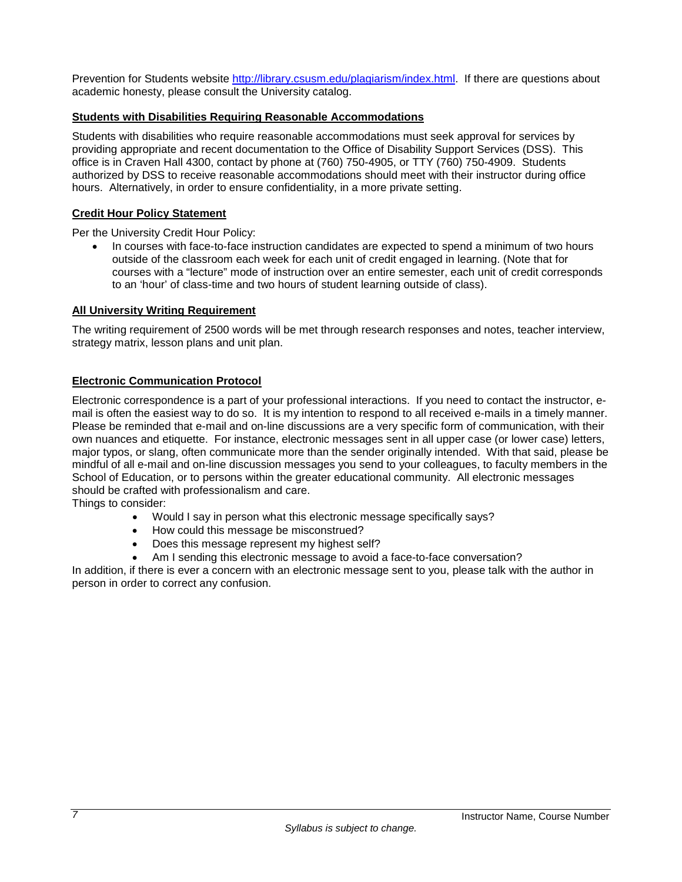Prevention for Students website http://library.csusm.edu/plagiarism/index.html. If there are questions about academic honesty, please consult the University catalog.

## Students with Disabilities Requiring Reasonable Accommodations

Students with disabilities who require reasonable accommodations must seek approval for services by providing appropriate and recent documentation to the Office of Disability Support Services (DSS). This office is in Craven Hall 4300, contact by phone at (760) 750-4905, or TTY (760) 750-4909. Students authorized by DSS to receive reasonable accommodations should meet with their instructor during office hours. Alternatively, in order to ensure confidentiality, in a more private setting.

## Credit Hour Policy Statement

Per the University Credit Hour Policy:

- In courses with face-to-face instruction candidates are expected to spend a minimum of two hours outside of the classroom each week for each unit of credit engaged in learning. (Note that for courses with a "lecture" mode of instruction over an entire semester, each unit of credit corresponds to an 'hour' of class-time and two hours of student learning outside of class).

## All University Writing Requirement

The writing requirement of 2500 words will be met through research responses and notes, teacher interview, strategy matrix, lesson plans and unit plan.

## Electronic Communication Protocol

Electronic correspondence is a part of your professional interactions. If you need to contact the instructor, e-mail is often the easiest way to do so. It is my intention to respond to all received e-mails in a timely manner. Please be reminded that e-mail and on-line discussions are a very specific form of communication, with their own nuances and etiquette. For instance, electronic messages sent in all upper case (or lower case) letters, major typos, or slang, often communicate more than the sender originally intended. With that said, please be mindful of all e-mail and on-line discussion messages you send to your colleagues, to faculty members in the School of Education, or to persons within the greater educational community. All electronic messages should be crafted with professionalism and care.

Things to consider:

- Would I say in person what this electronic message specifically says?
- How could this message be misconstrued?
- Does this message represent my highest self?
- Am I sending this electronic message to avoid a face-to-face conversation?

In addition, if there is ever a concern with an electronic message sent to you, please talk with the author in person in order to correct any confusion.